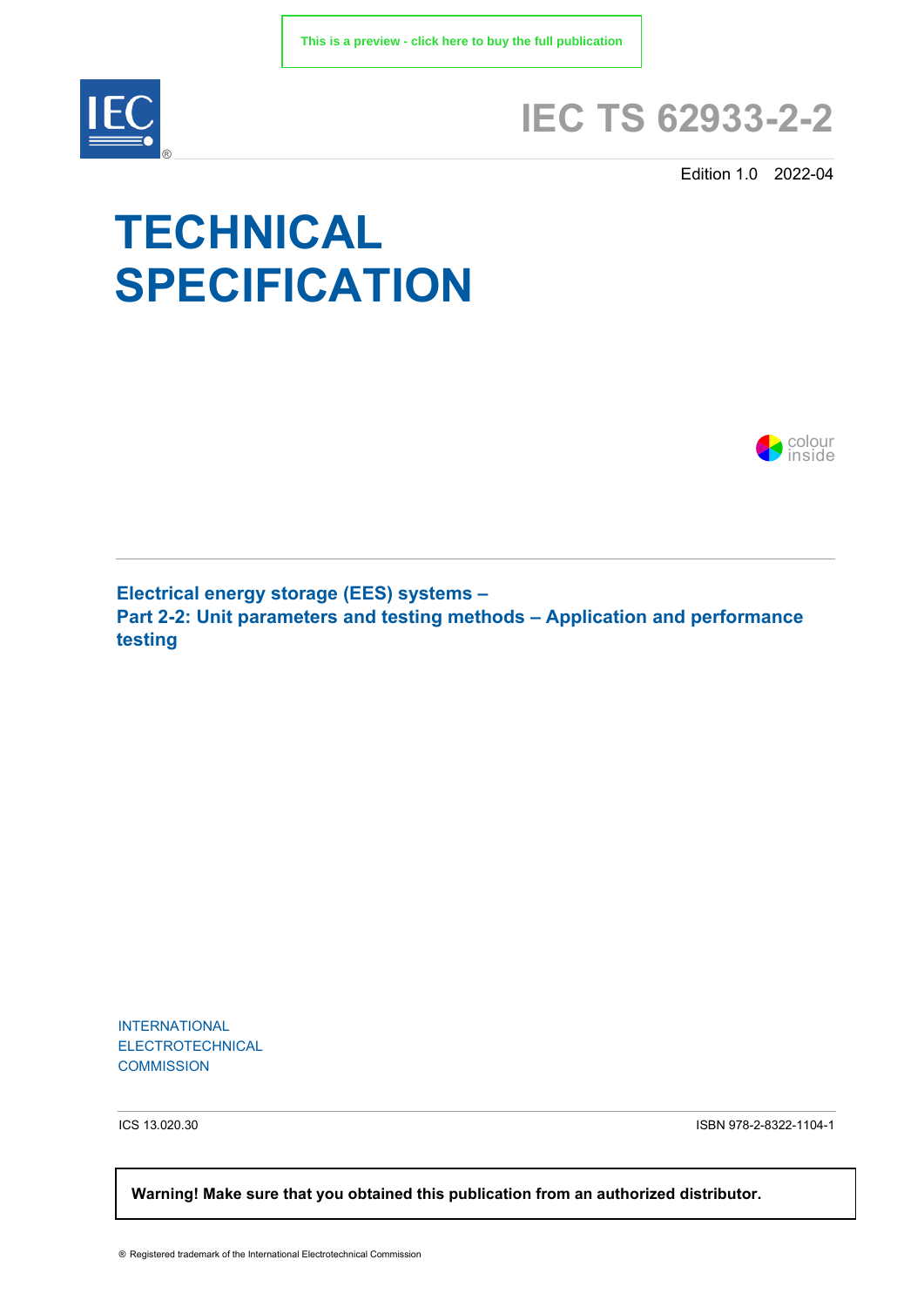This is a preview - click here to buy the full publication

# IEC TS 62933-2-2

Edition 1.0 2022-04

# TECHNICAL SPECIFICATION

colour inside

**Electrical energy storage (EES) systems –**
**Part 2-2: Unit parameters and testing methods – Application and performance testing**

INTERNATIONAL
ELECTROTECHNICAL
COMMISSION

ICS 13.020.30

ISBN 978-2-8322-1104-1

**Warning! Make sure that you obtained this publication from an authorized distributor.**

® Registered trademark of the International Electrotechnical Commission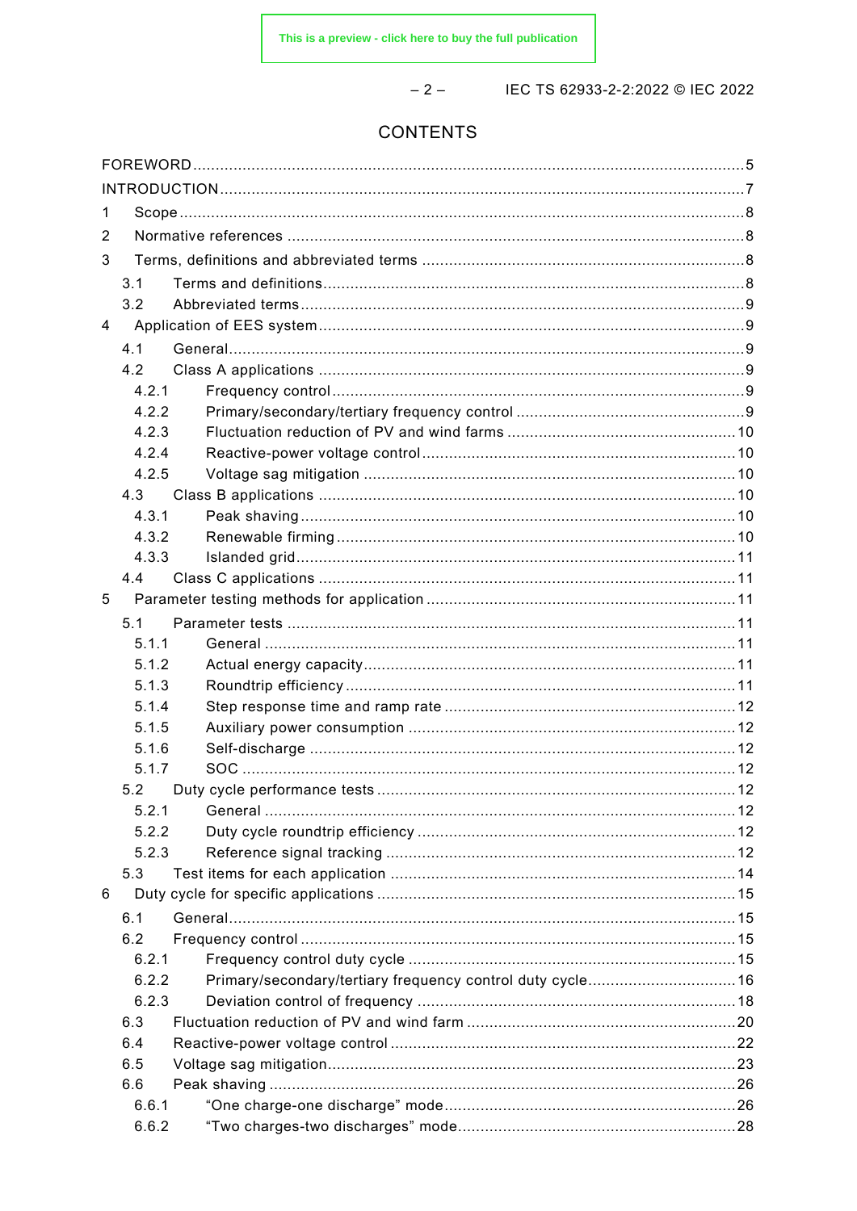# CONTENTS

FOREWORD ........................................................................................................................ 5

INTRODUCTION .................................................................................................................. 7

1 Scope .............................................................................................................................. 8

2 Normative references ...................................................................................................... 8

3 Terms, definitions and abbreviated terms ........................................................................ 8

  3.1 Terms and definitions ............................................................................................... 8

  3.2 Abbreviated terms ..................................................................................................... 9

4 Application of EES system ............................................................................................... 9

  4.1 General ..................................................................................................................... 9

  4.2 Class A applications ................................................................................................. 9

    4.2.1 Frequency control .............................................................................................. 9

    4.2.2 Primary/secondary/tertiary frequency control ...................................................... 9

    4.2.3 Fluctuation reduction of PV and wind farms ...................................................... 10

    4.2.4 Reactive-power voltage control ......................................................................... 10

    4.2.5 Voltage sag mitigation ...................................................................................... 10

  4.3 Class B applications ............................................................................................... 10

    4.3.1 Peak shaving .................................................................................................... 10

    4.3.2 Renewable firming ............................................................................................ 10

    4.3.3 Islanded grid ..................................................................................................... 11

  4.4 Class C applications ............................................................................................... 11

5 Parameter testing methods for application ..................................................................... 11

  5.1 Parameter tests ...................................................................................................... 11

    5.1.1 General ............................................................................................................ 11

    5.1.2 Actual energy capacity ...................................................................................... 11

    5.1.3 Roundtrip efficiency .......................................................................................... 11

    5.1.4 Step response time and ramp rate .................................................................... 12

    5.1.5 Auxiliary power consumption ............................................................................ 12

    5.1.6 Self-discharge ................................................................................................... 12

    5.1.7 SOC ................................................................................................................. 12

  5.2 Duty cycle performance tests .................................................................................. 12

    5.2.1 General ............................................................................................................ 12

    5.2.2 Duty cycle roundtrip efficiency .......................................................................... 12

    5.2.3 Reference signal tracking .................................................................................. 12

  5.3 Test items for each application ............................................................................... 14

6 Duty cycle for specific applications ................................................................................ 15

  6.1 General ................................................................................................................... 15

  6.2 Frequency control ................................................................................................... 15

    6.2.1 Frequency control duty cycle ............................................................................ 15

    6.2.2 Primary/secondary/tertiary frequency control duty cycle .................................... 16

    6.2.3 Deviation control of frequency .......................................................................... 18

  6.3 Fluctuation reduction of PV and wind farm .............................................................. 20

  6.4 Reactive-power voltage control ............................................................................... 22

  6.5 Voltage sag mitigation ............................................................................................. 23

  6.6 Peak shaving ........................................................................................................... 26

    6.6.1 "One charge-one discharge" mode .................................................................... 26

    6.6.2 "Two charges-two discharges" mode ................................................................. 28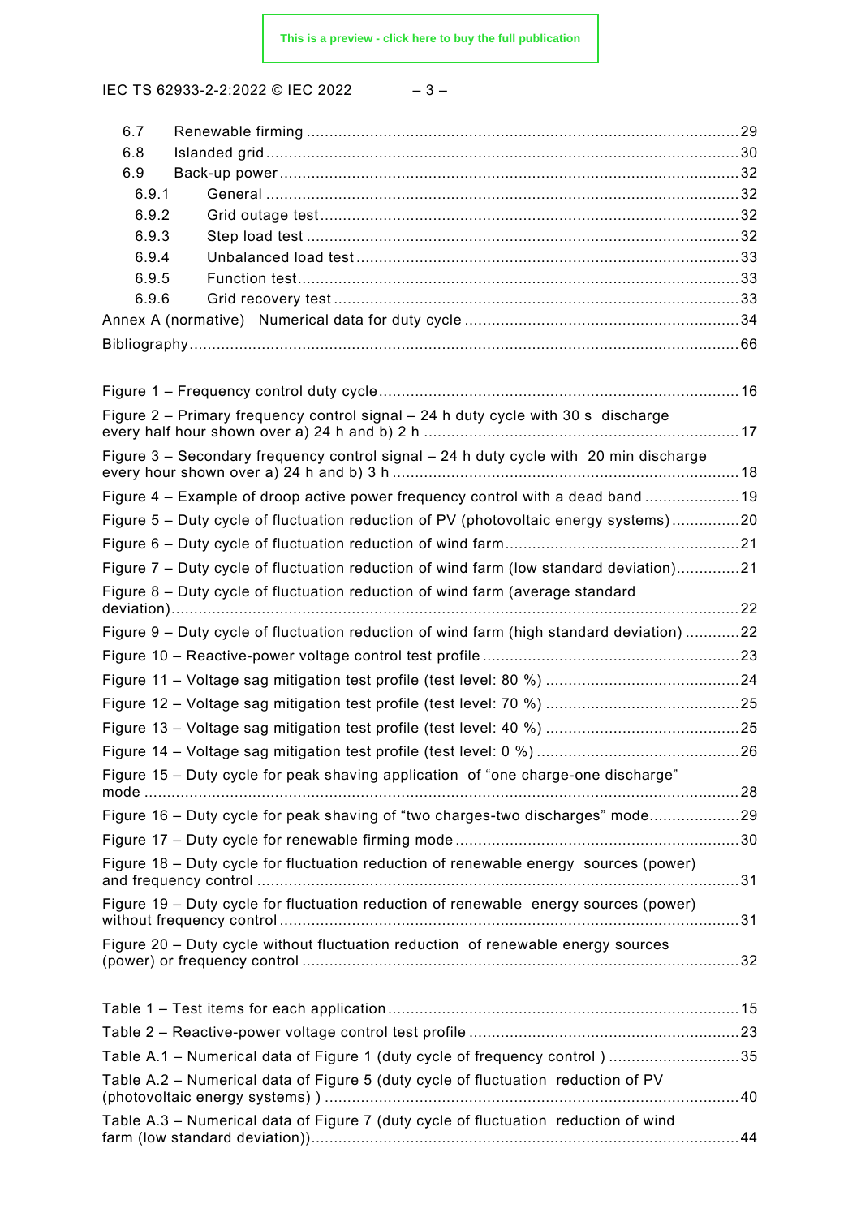6.7 Renewable firming ........................................................................................................ 29
6.8 Islanded grid ................................................................................................................ 30
6.9 Back-up power .............................................................................................................. 32
6.9.1 General ................................................................................................................... 32
6.9.2 Grid outage test ...................................................................................................... 32
6.9.3 Step load test .......................................................................................................... 32
6.9.4 Unbalanced load test ............................................................................................... 33
6.9.5 Function test ............................................................................................................ 33
6.9.6 Grid recovery test .................................................................................................... 33

Annex A (normative) Numerical data for duty cycle .................................................................. 34

Bibliography ............................................................................................................................ 66

Figure 1 – Frequency control duty cycle ................................................................................... 16
Figure 2 – Primary frequency control signal – 24 h duty cycle with 30 s discharge every half hour shown over a) 24 h and b) 2 h ........................................................................ 17
Figure 3 – Secondary frequency control signal – 24 h duty cycle with 20 min discharge every hour shown over a) 24 h and b) 3 h ............................................................................ 18
Figure 4 – Example of droop active power frequency control with a dead band ......................... 19
Figure 5 – Duty cycle of fluctuation reduction of PV (photovoltaic energy systems) ................... 20
Figure 6 – Duty cycle of fluctuation reduction of wind farm ....................................................... 21
Figure 7 – Duty cycle of fluctuation reduction of wind farm (low standard deviation) .................. 21
Figure 8 – Duty cycle of fluctuation reduction of wind farm (average standard deviation) ........... 22
Figure 9 – Duty cycle of fluctuation reduction of wind farm (high standard deviation) ................ 22
Figure 10 – Reactive-power voltage control test profile ............................................................ 23
Figure 11 – Voltage sag mitigation test profile (test level: 80 %) ............................................... 24
Figure 12 – Voltage sag mitigation test profile (test level: 70 %) ............................................... 25
Figure 13 – Voltage sag mitigation test profile (test level: 40 %) ............................................... 25
Figure 14 – Voltage sag mitigation test profile (test level: 0 %) ................................................. 26
Figure 15 – Duty cycle for peak shaving application of "one charge-one discharge" mode ......... 28
Figure 16 – Duty cycle for peak shaving of "two charges-two discharges" mode ........................ 29
Figure 17 – Duty cycle for renewable firming mode .................................................................. 30
Figure 18 – Duty cycle for fluctuation reduction of renewable energy sources (power) and frequency control ......................................................................................................... 31
Figure 19 – Duty cycle for fluctuation reduction of renewable energy sources (power) without frequency control ...................................................................................................... 31
Figure 20 – Duty cycle without fluctuation reduction of renewable energy sources (power) or frequency control .................................................................................................... 32

Table 1 – Test items for each application ................................................................................. 15
Table 2 – Reactive-power voltage control test profile ............................................................... 23
Table A.1 – Numerical data of Figure 1 (duty cycle of frequency control ) ................................ 35
Table A.2 – Numerical data of Figure 5 (duty cycle of fluctuation reduction of PV (photovoltaic energy systems) ) ............................................................................................. 40
Table A.3 – Numerical data of Figure 7 (duty cycle of fluctuation reduction of wind farm (low standard deviation)) ................................................................................................. 44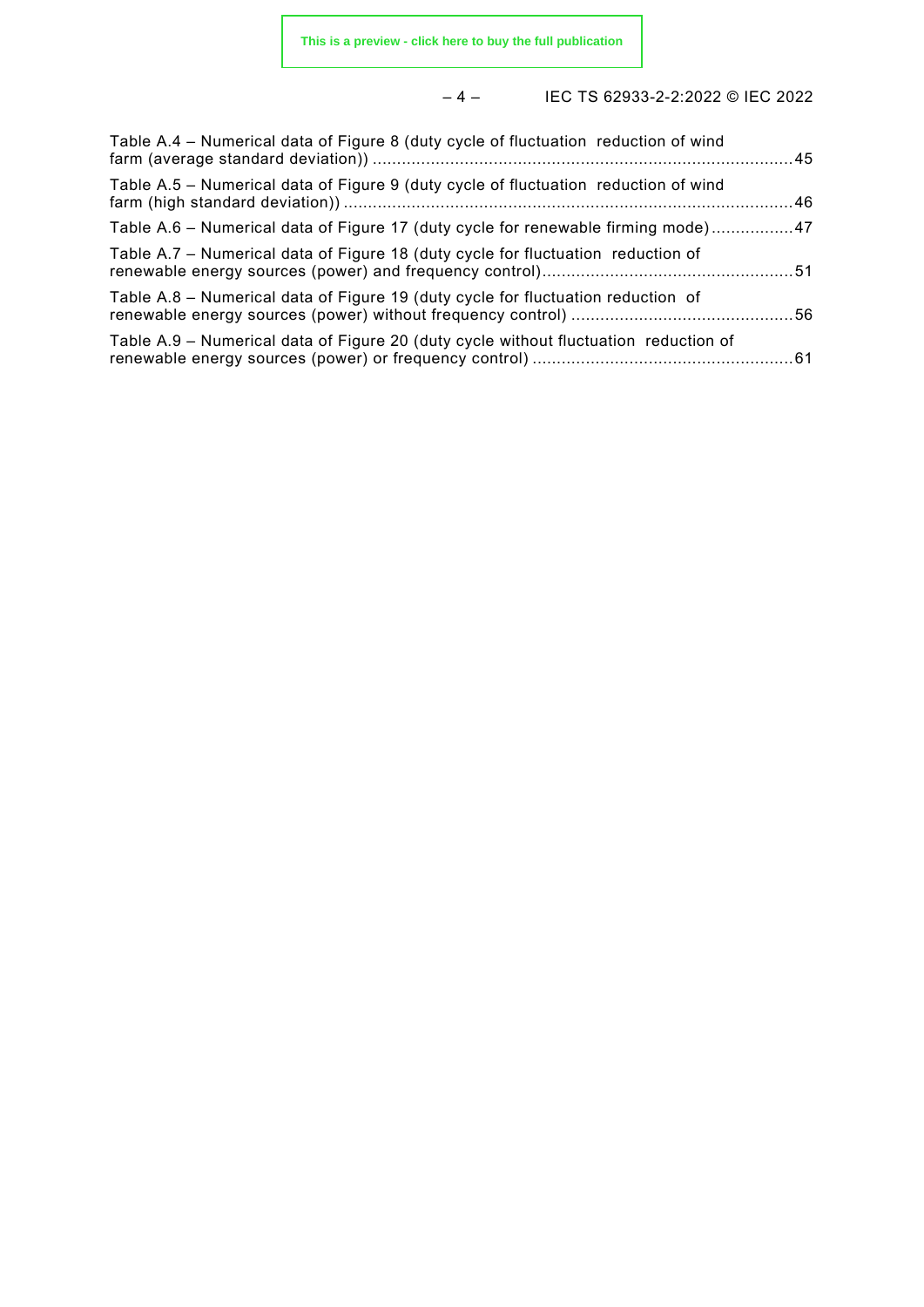Table A.4 – Numerical data of Figure 8 (duty cycle of fluctuation reduction of wind farm (average standard deviation)) ......................................................................................45

Table A.5 – Numerical data of Figure 9 (duty cycle of fluctuation reduction of wind farm (high standard deviation)) ............................................................................................46

Table A.6 – Numerical data of Figure 17 (duty cycle for renewable firming mode).................47

Table A.7 – Numerical data of Figure 18 (duty cycle for fluctuation reduction of renewable energy sources (power) and frequency control)...................................................51

Table A.8 – Numerical data of Figure 19 (duty cycle for fluctuation reduction of renewable energy sources (power) without frequency control) .............................................56

Table A.9 – Numerical data of Figure 20 (duty cycle without fluctuation reduction of renewable energy sources (power) or frequency control) .....................................................61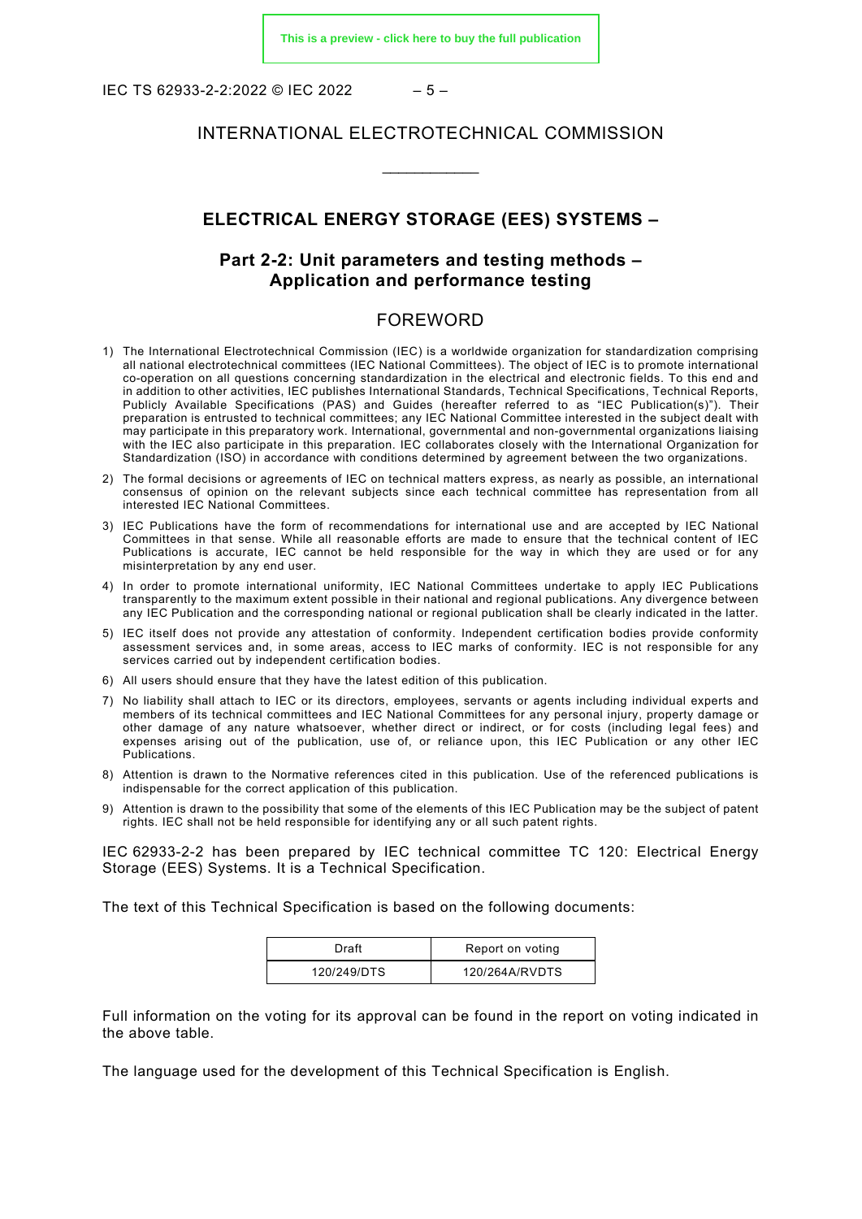INTERNATIONAL ELECTROTECHNICAL COMMISSION

___________

# ELECTRICAL ENERGY STORAGE (EES) SYSTEMS –

## Part 2-2: Unit parameters and testing methods – Application and performance testing

## FOREWORD

1) The International Electrotechnical Commission (IEC) is a worldwide organization for standardization comprising all national electrotechnical committees (IEC National Committees). The object of IEC is to promote international co-operation on all questions concerning standardization in the electrical and electronic fields. To this end and in addition to other activities, IEC publishes International Standards, Technical Specifications, Technical Reports, Publicly Available Specifications (PAS) and Guides (hereafter referred to as "IEC Publication(s)"). Their preparation is entrusted to technical committees; any IEC National Committee interested in the subject dealt with may participate in this preparatory work. International, governmental and non-governmental organizations liaising with the IEC also participate in this preparation. IEC collaborates closely with the International Organization for Standardization (ISO) in accordance with conditions determined by agreement between the two organizations.
2) The formal decisions or agreements of IEC on technical matters express, as nearly as possible, an international consensus of opinion on the relevant subjects since each technical committee has representation from all interested IEC National Committees.
3) IEC Publications have the form of recommendations for international use and are accepted by IEC National Committees in that sense. While all reasonable efforts are made to ensure that the technical content of IEC Publications is accurate, IEC cannot be held responsible for the way in which they are used or for any misinterpretation by any end user.
4) In order to promote international uniformity, IEC National Committees undertake to apply IEC Publications transparently to the maximum extent possible in their national and regional publications. Any divergence between any IEC Publication and the corresponding national or regional publication shall be clearly indicated in the latter.
5) IEC itself does not provide any attestation of conformity. Independent certification bodies provide conformity assessment services and, in some areas, access to IEC marks of conformity. IEC is not responsible for any services carried out by independent certification bodies.
6) All users should ensure that they have the latest edition of this publication.
7) No liability shall attach to IEC or its directors, employees, servants or agents including individual experts and members of its technical committees and IEC National Committees for any personal injury, property damage or other damage of any nature whatsoever, whether direct or indirect, or for costs (including legal fees) and expenses arising out of the publication, use of, or reliance upon, this IEC Publication or any other IEC Publications.
8) Attention is drawn to the Normative references cited in this publication. Use of the referenced publications is indispensable for the correct application of this publication.
9) Attention is drawn to the possibility that some of the elements of this IEC Publication may be the subject of patent rights. IEC shall not be held responsible for identifying any or all such patent rights.

IEC 62933-2-2 has been prepared by IEC technical committee TC 120: Electrical Energy Storage (EES) Systems. It is a Technical Specification.

The text of this Technical Specification is based on the following documents:

| Draft | Report on voting |
|---|---|
| 120/249/DTS | 120/264A/RVDTS |

Full information on the voting for its approval can be found in the report on voting indicated in the above table.

The language used for the development of this Technical Specification is English.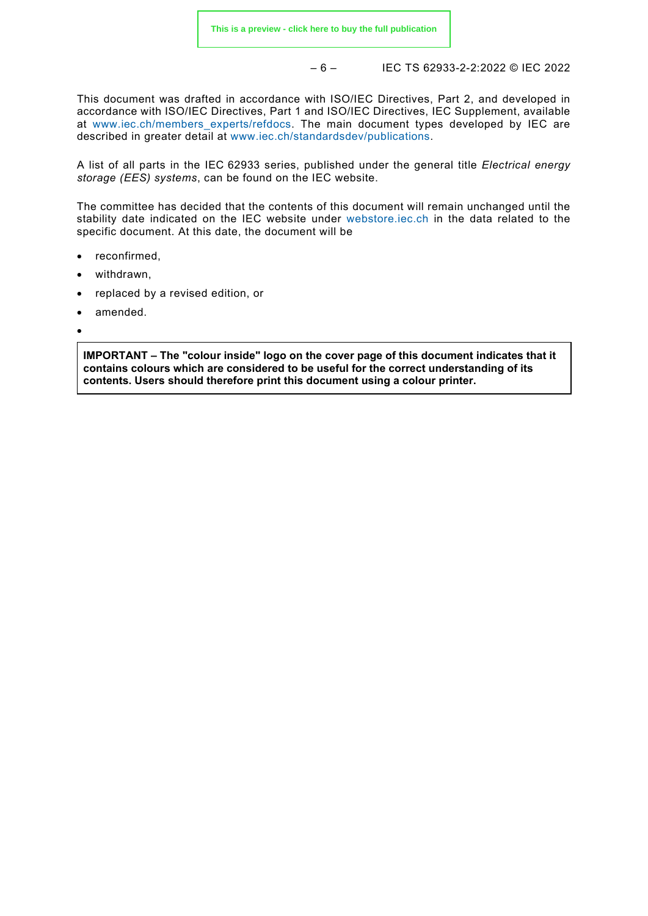This document was drafted in accordance with ISO/IEC Directives, Part 2, and developed in accordance with ISO/IEC Directives, Part 1 and ISO/IEC Directives, IEC Supplement, available at www.iec.ch/members_experts/refdocs. The main document types developed by IEC are described in greater detail at www.iec.ch/standardsdev/publications.

A list of all parts in the IEC 62933 series, published under the general title *Electrical energy storage (EES) systems*, can be found on the IEC website.

The committee has decided that the contents of this document will remain unchanged until the stability date indicated on the IEC website under webstore.iec.ch in the data related to the specific document. At this date, the document will be

- reconfirmed,
- withdrawn,
- replaced by a revised edition, or
- amended.

**IMPORTANT – The "colour inside" logo on the cover page of this document indicates that it contains colours which are considered to be useful for the correct understanding of its contents. Users should therefore print this document using a colour printer.**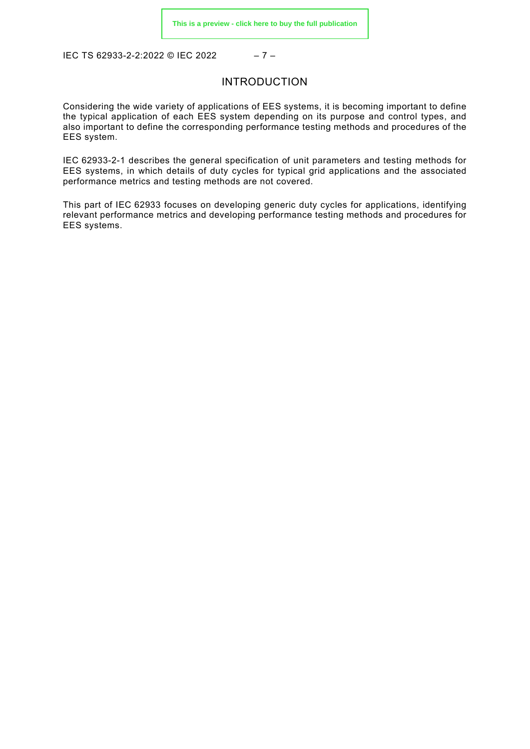# INTRODUCTION

Considering the wide variety of applications of EES systems, it is becoming important to define the typical application of each EES system depending on its purpose and control types, and also important to define the corresponding performance testing methods and procedures of the EES system.

IEC 62933-2-1 describes the general specification of unit parameters and testing methods for EES systems, in which details of duty cycles for typical grid applications and the associated performance metrics and testing methods are not covered.

This part of IEC 62933 focuses on developing generic duty cycles for applications, identifying relevant performance metrics and developing performance testing methods and procedures for EES systems.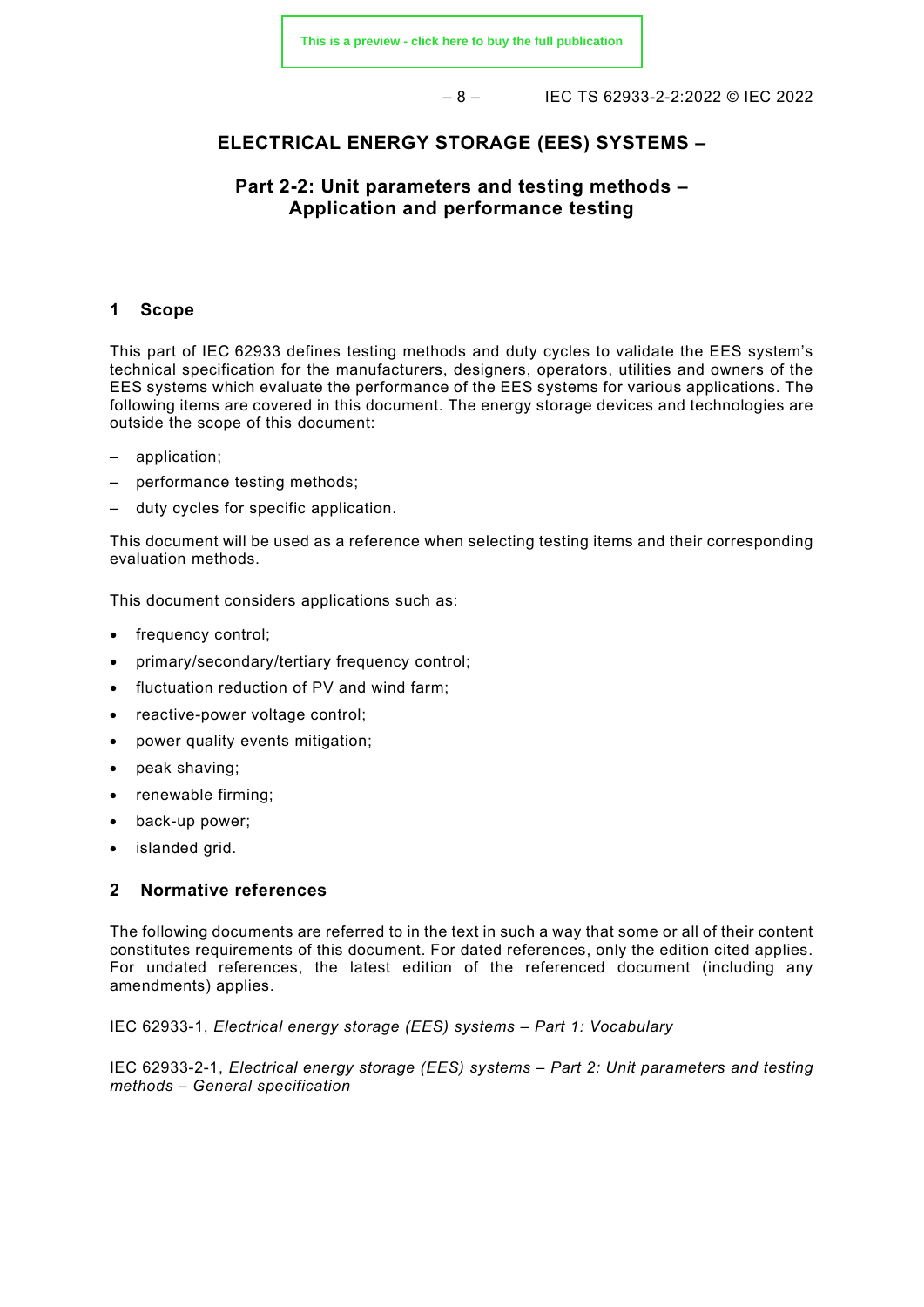# ELECTRICAL ENERGY STORAGE (EES) SYSTEMS –

## Part 2-2: Unit parameters and testing methods – Application and performance testing

## 1 Scope

This part of IEC 62933 defines testing methods and duty cycles to validate the EES system's technical specification for the manufacturers, designers, operators, utilities and owners of the EES systems which evaluate the performance of the EES systems for various applications. The following items are covered in this document. The energy storage devices and technologies are outside the scope of this document:

– application;
– performance testing methods;
– duty cycles for specific application.

This document will be used as a reference when selecting testing items and their corresponding evaluation methods.

This document considers applications such as:

- frequency control;
- primary/secondary/tertiary frequency control;
- fluctuation reduction of PV and wind farm;
- reactive-power voltage control;
- power quality events mitigation;
- peak shaving;
- renewable firming;
- back-up power;
- islanded grid.

## 2 Normative references

The following documents are referred to in the text in such a way that some or all of their content constitutes requirements of this document. For dated references, only the edition cited applies. For undated references, the latest edition of the referenced document (including any amendments) applies.

IEC 62933-1, *Electrical energy storage (EES) systems – Part 1: Vocabulary*

IEC 62933-2-1, *Electrical energy storage (EES) systems – Part 2: Unit parameters and testing methods – General specification*